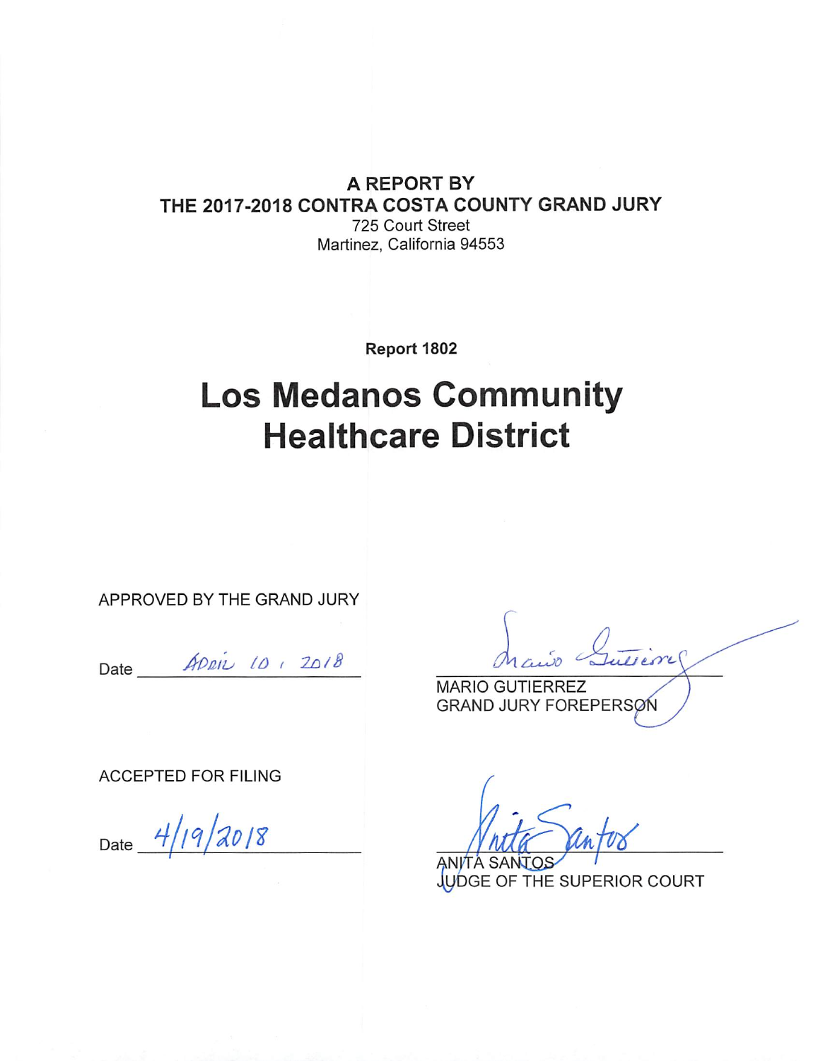**A REPORT BY**
**THE 2017-2018 CONTRA COSTA COUNTY GRAND JURY**
725 Court Street
Martinez, California 94553

**Report 1802**

# Los Medanos Community Healthcare District

APPROVED BY THE GRAND JURY

Date April 10, 2018

MARIO GUTIERREZ
GRAND JURY FOREPERSON

ACCEPTED FOR FILING

Date 4/19/2018

ANITA SANTOS
JUDGE OF THE SUPERIOR COURT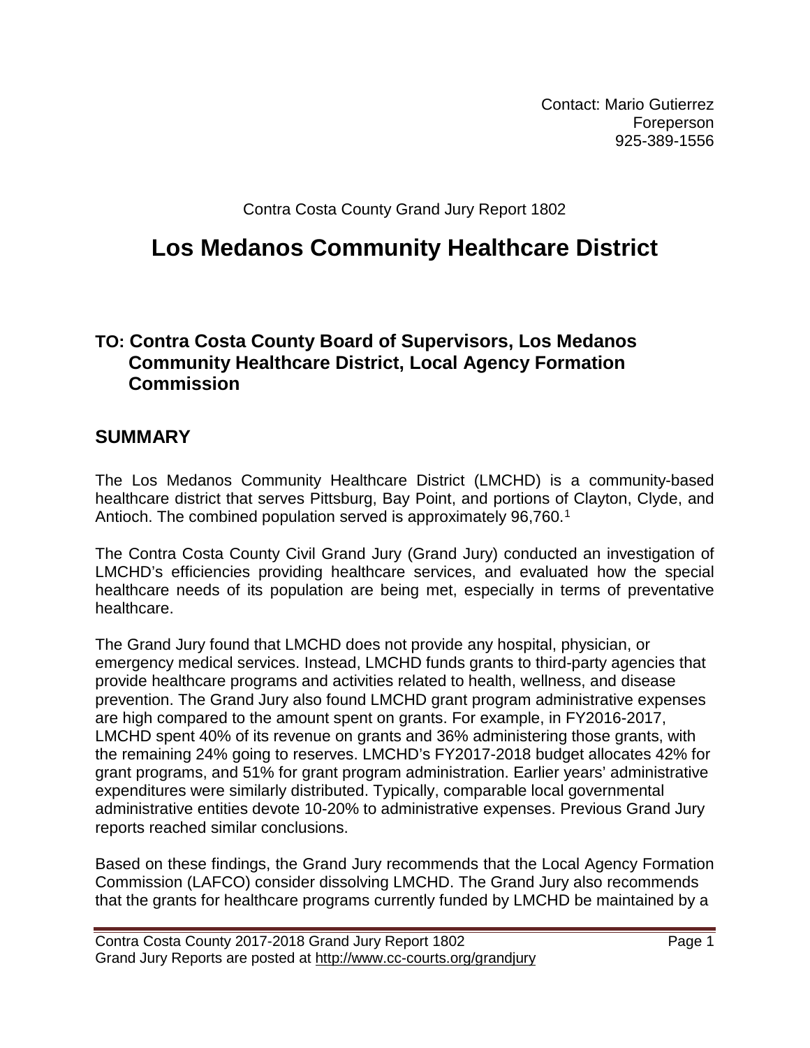Contact: Mario Gutierrez
Foreperson
925-389-1556

Contra Costa County Grand Jury Report 1802

# Los Medanos Community Healthcare District

## TO: Contra Costa County Board of Supervisors, Los Medanos Community Healthcare District, Local Agency Formation Commission

## SUMMARY

The Los Medanos Community Healthcare District (LMCHD) is a community-based healthcare district that serves Pittsburg, Bay Point, and portions of Clayton, Clyde, and Antioch. The combined population served is approximately 96,760.[1]

The Contra Costa County Civil Grand Jury (Grand Jury) conducted an investigation of LMCHD's efficiencies providing healthcare services, and evaluated how the special healthcare needs of its population are being met, especially in terms of preventative healthcare.

The Grand Jury found that LMCHD does not provide any hospital, physician, or emergency medical services. Instead, LMCHD funds grants to third-party agencies that provide healthcare programs and activities related to health, wellness, and disease prevention. The Grand Jury also found LMCHD grant program administrative expenses are high compared to the amount spent on grants. For example, in FY2016-2017, LMCHD spent 40% of its revenue on grants and 36% administering those grants, with the remaining 24% going to reserves. LMCHD's FY2017-2018 budget allocates 42% for grant programs, and 51% for grant program administration. Earlier years' administrative expenditures were similarly distributed. Typically, comparable local governmental administrative entities devote 10-20% to administrative expenses. Previous Grand Jury reports reached similar conclusions.

Based on these findings, the Grand Jury recommends that the Local Agency Formation Commission (LAFCO) consider dissolving LMCHD. The Grand Jury also recommends that the grants for healthcare programs currently funded by LMCHD be maintained by a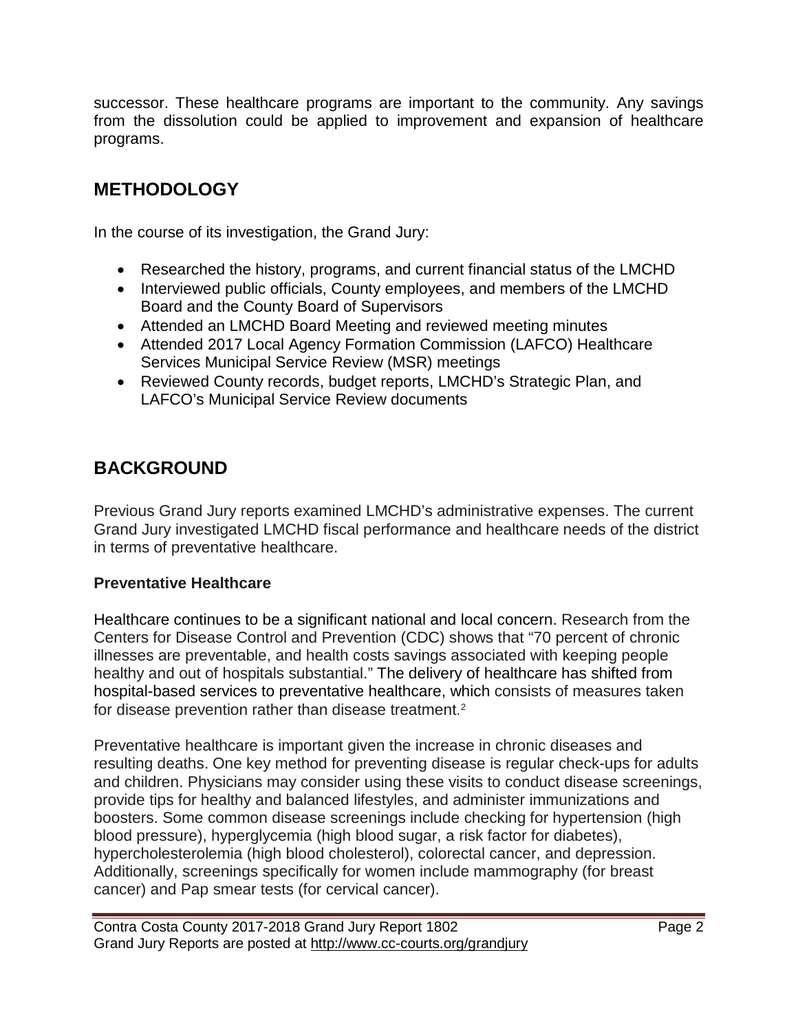successor. These healthcare programs are important to the community. Any savings from the dissolution could be applied to improvement and expansion of healthcare programs.

## METHODOLOGY

In the course of its investigation, the Grand Jury:

- Researched the history, programs, and current financial status of the LMCHD
- Interviewed public officials, County employees, and members of the LMCHD Board and the County Board of Supervisors
- Attended an LMCHD Board Meeting and reviewed meeting minutes
- Attended 2017 Local Agency Formation Commission (LAFCO) Healthcare Services Municipal Service Review (MSR) meetings
- Reviewed County records, budget reports, LMCHD's Strategic Plan, and LAFCO's Municipal Service Review documents

## BACKGROUND

Previous Grand Jury reports examined LMCHD's administrative expenses. The current Grand Jury investigated LMCHD fiscal performance and healthcare needs of the district in terms of preventative healthcare.

### Preventative Healthcare

Healthcare continues to be a significant national and local concern. Research from the Centers for Disease Control and Prevention (CDC) shows that "70 percent of chronic illnesses are preventable, and health costs savings associated with keeping people healthy and out of hospitals substantial." The delivery of healthcare has shifted from hospital-based services to preventative healthcare, which consists of measures taken for disease prevention rather than disease treatment.[2]

Preventative healthcare is important given the increase in chronic diseases and resulting deaths. One key method for preventing disease is regular check-ups for adults and children. Physicians may consider using these visits to conduct disease screenings, provide tips for healthy and balanced lifestyles, and administer immunizations and boosters. Some common disease screenings include checking for hypertension (high blood pressure), hyperglycemia (high blood sugar, a risk factor for diabetes), hypercholesterolemia (high blood cholesterol), colorectal cancer, and depression. Additionally, screenings specifically for women include mammography (for breast cancer) and Pap smear tests (for cervical cancer).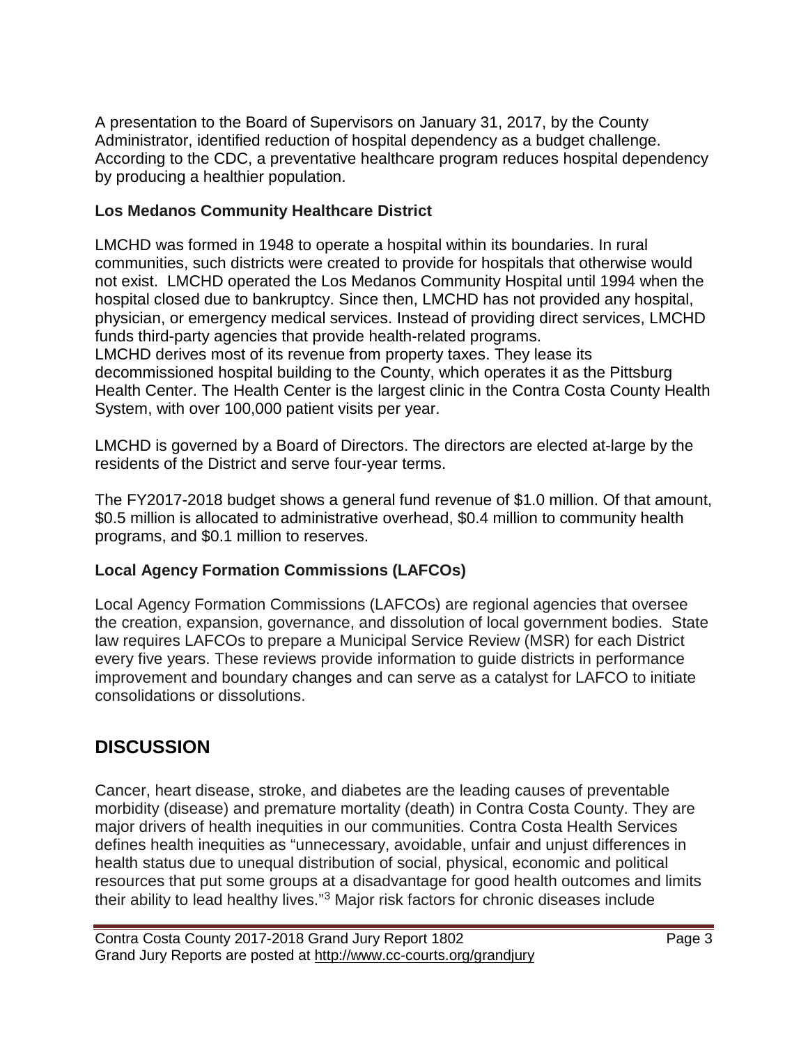A presentation to the Board of Supervisors on January 31, 2017, by the County Administrator, identified reduction of hospital dependency as a budget challenge. According to the CDC, a preventative healthcare program reduces hospital dependency by producing a healthier population.

### Los Medanos Community Healthcare District

LMCHD was formed in 1948 to operate a hospital within its boundaries. In rural communities, such districts were created to provide for hospitals that otherwise would not exist. LMCHD operated the Los Medanos Community Hospital until 1994 when the hospital closed due to bankruptcy. Since then, LMCHD has not provided any hospital, physician, or emergency medical services. Instead of providing direct services, LMCHD funds third-party agencies that provide health-related programs.
LMCHD derives most of its revenue from property taxes. They lease its decommissioned hospital building to the County, which operates it as the Pittsburg Health Center. The Health Center is the largest clinic in the Contra Costa County Health System, with over 100,000 patient visits per year.

LMCHD is governed by a Board of Directors. The directors are elected at-large by the residents of the District and serve four-year terms.

The FY2017-2018 budget shows a general fund revenue of $1.0 million. Of that amount, $0.5 million is allocated to administrative overhead, $0.4 million to community health programs, and $0.1 million to reserves.

### Local Agency Formation Commissions (LAFCOs)

Local Agency Formation Commissions (LAFCOs) are regional agencies that oversee the creation, expansion, governance, and dissolution of local government bodies. State law requires LAFCOs to prepare a Municipal Service Review (MSR) for each District every five years. These reviews provide information to guide districts in performance improvement and boundary changes and can serve as a catalyst for LAFCO to initiate consolidations or dissolutions.

## DISCUSSION

Cancer, heart disease, stroke, and diabetes are the leading causes of preventable morbidity (disease) and premature mortality (death) in Contra Costa County. They are major drivers of health inequities in our communities. Contra Costa Health Services defines health inequities as "unnecessary, avoidable, unfair and unjust differences in health status due to unequal distribution of social, physical, economic and political resources that put some groups at a disadvantage for good health outcomes and limits their ability to lead healthy lives."[3] Major risk factors for chronic diseases include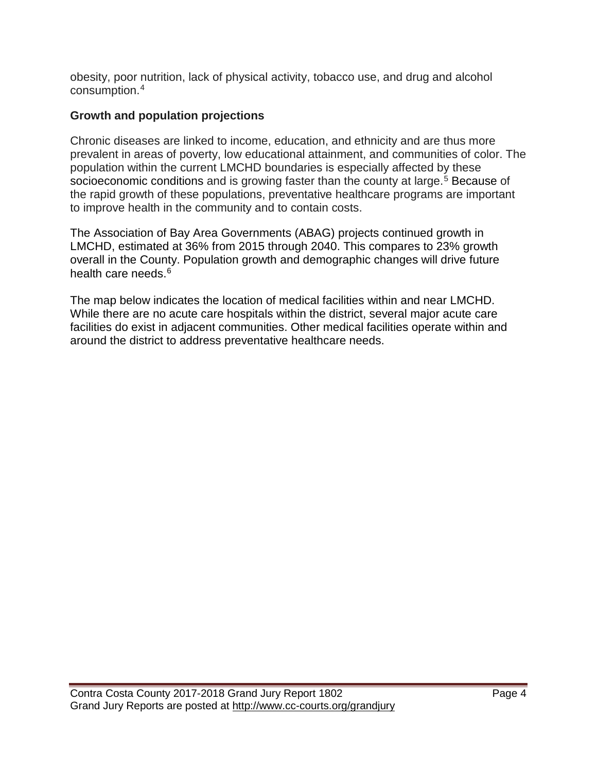obesity, poor nutrition, lack of physical activity, tobacco use, and drug and alcohol consumption.[4]

**Growth and population projections**

Chronic diseases are linked to income, education, and ethnicity and are thus more prevalent in areas of poverty, low educational attainment, and communities of color. The population within the current LMCHD boundaries is especially affected by these socioeconomic conditions and is growing faster than the county at large.[5] Because of the rapid growth of these populations, preventative healthcare programs are important to improve health in the community and to contain costs.

The Association of Bay Area Governments (ABAG) projects continued growth in LMCHD, estimated at 36% from 2015 through 2040. This compares to 23% growth overall in the County. Population growth and demographic changes will drive future health care needs.[6]

The map below indicates the location of medical facilities within and near LMCHD. While there are no acute care hospitals within the district, several major acute care facilities do exist in adjacent communities. Other medical facilities operate within and around the district to address preventative healthcare needs.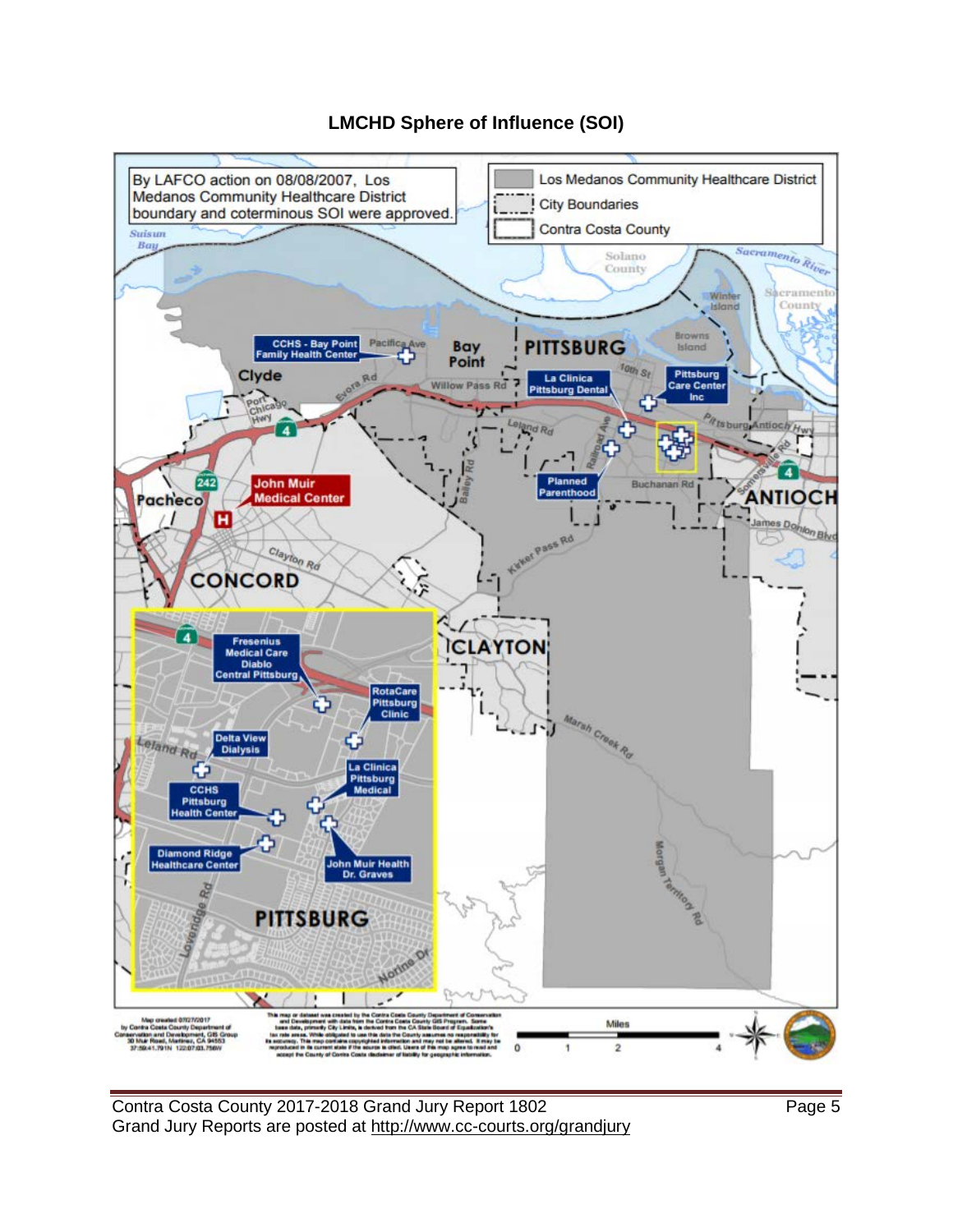**LMCHD Sphere of Influence (SOI)**

By LAFCO action on 08/08/2007, Los Medanos Community Healthcare District boundary and coterminous SOI were approved.

Los Medanos Community Healthcare District

City Boundaries

Contra Costa County

CCHS - Bay Point Family Health Center

John Muir Medical Center

La Clinica Pittsburg Dental

Pittsburg Care Center Inc

Planned Parenthood

Fresenius Medical Care Diablo Central Pittsburg

RotaCare Pittsburg Clinic

Delta View Dialysis

La Clinica Pittsburg Medical

CCHS Pittsburg Health Center

Diamond Ridge Healthcare Center

John Muir Health Dr. Graves

Map created 07/27/2017 by Contra Costa County Department of Conservation and Development, GIS Group 30 Muir Road, Martinez, CA 94553 37:59:41.791N 122:07:03.756W

This map or dataset was created by the Contra Costa County Department of Conservation and Development with data from the Contra Costa County GIS Program. Some base data, primarily City Limits, is derived from the CA State Board of Equalization's tax rate areas. While obligated to use this data the County assumes no responsibility for its accuracy. This map contains copyrighted information and may not be altered. It may be reproduced in its current state if the source is cited. Users of this map agree to read and accept the County of Contra Costa disclaimer of liability for geographic information.

Miles 0 1 2 4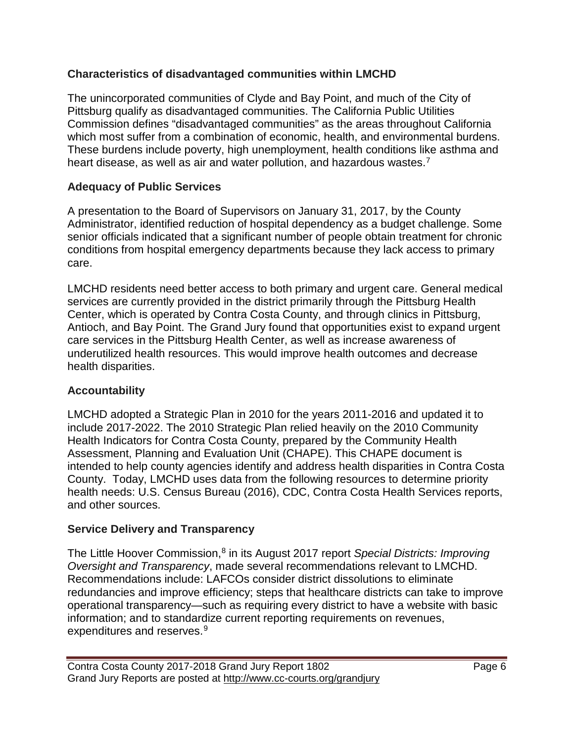### Characteristics of disadvantaged communities within LMCHD

The unincorporated communities of Clyde and Bay Point, and much of the City of Pittsburg qualify as disadvantaged communities. The California Public Utilities Commission defines "disadvantaged communities" as the areas throughout California which most suffer from a combination of economic, health, and environmental burdens. These burdens include poverty, high unemployment, health conditions like asthma and heart disease, as well as air and water pollution, and hazardous wastes.[7]

### Adequacy of Public Services

A presentation to the Board of Supervisors on January 31, 2017, by the County Administrator, identified reduction of hospital dependency as a budget challenge. Some senior officials indicated that a significant number of people obtain treatment for chronic conditions from hospital emergency departments because they lack access to primary care.

LMCHD residents need better access to both primary and urgent care. General medical services are currently provided in the district primarily through the Pittsburg Health Center, which is operated by Contra Costa County, and through clinics in Pittsburg, Antioch, and Bay Point. The Grand Jury found that opportunities exist to expand urgent care services in the Pittsburg Health Center, as well as increase awareness of underutilized health resources. This would improve health outcomes and decrease health disparities.

### Accountability

LMCHD adopted a Strategic Plan in 2010 for the years 2011-2016 and updated it to include 2017-2022. The 2010 Strategic Plan relied heavily on the 2010 Community Health Indicators for Contra Costa County, prepared by the Community Health Assessment, Planning and Evaluation Unit (CHAPE). This CHAPE document is intended to help county agencies identify and address health disparities in Contra Costa County. Today, LMCHD uses data from the following resources to determine priority health needs: U.S. Census Bureau (2016), CDC, Contra Costa Health Services reports, and other sources.

### Service Delivery and Transparency

The Little Hoover Commission,[8] in its August 2017 report *Special Districts: Improving Oversight and Transparency*, made several recommendations relevant to LMCHD. Recommendations include: LAFCOs consider district dissolutions to eliminate redundancies and improve efficiency; steps that healthcare districts can take to improve operational transparency—such as requiring every district to have a website with basic information; and to standardize current reporting requirements on revenues, expenditures and reserves.[9]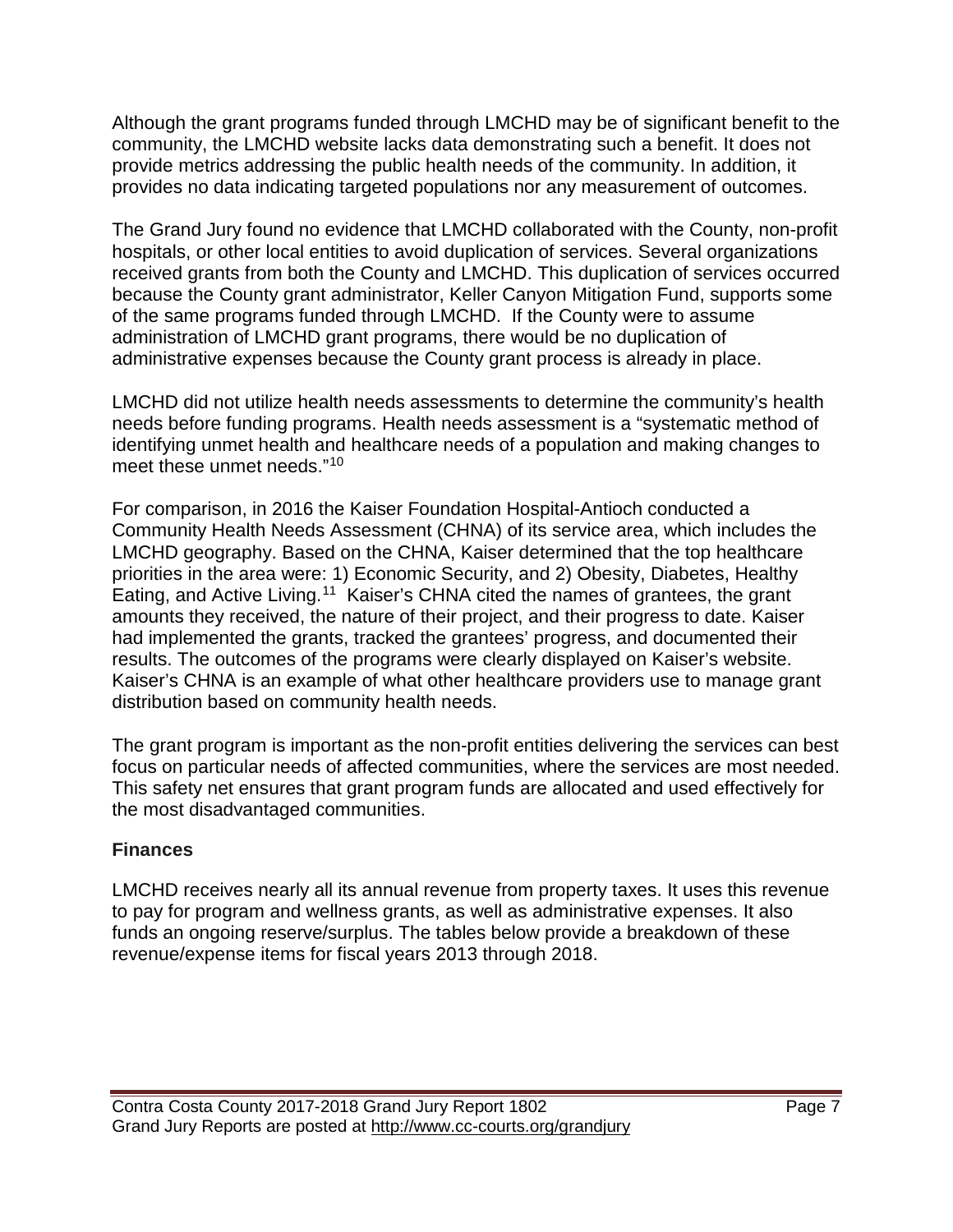Although the grant programs funded through LMCHD may be of significant benefit to the community, the LMCHD website lacks data demonstrating such a benefit. It does not provide metrics addressing the public health needs of the community. In addition, it provides no data indicating targeted populations nor any measurement of outcomes.

The Grand Jury found no evidence that LMCHD collaborated with the County, non-profit hospitals, or other local entities to avoid duplication of services. Several organizations received grants from both the County and LMCHD. This duplication of services occurred because the County grant administrator, Keller Canyon Mitigation Fund, supports some of the same programs funded through LMCHD. If the County were to assume administration of LMCHD grant programs, there would be no duplication of administrative expenses because the County grant process is already in place.

LMCHD did not utilize health needs assessments to determine the community's health needs before funding programs. Health needs assessment is a "systematic method of identifying unmet health and healthcare needs of a population and making changes to meet these unmet needs."[10]

For comparison, in 2016 the Kaiser Foundation Hospital-Antioch conducted a Community Health Needs Assessment (CHNA) of its service area, which includes the LMCHD geography. Based on the CHNA, Kaiser determined that the top healthcare priorities in the area were: 1) Economic Security, and 2) Obesity, Diabetes, Healthy Eating, and Active Living.[11] Kaiser's CHNA cited the names of grantees, the grant amounts they received, the nature of their project, and their progress to date. Kaiser had implemented the grants, tracked the grantees' progress, and documented their results. The outcomes of the programs were clearly displayed on Kaiser's website. Kaiser's CHNA is an example of what other healthcare providers use to manage grant distribution based on community health needs.

The grant program is important as the non-profit entities delivering the services can best focus on particular needs of affected communities, where the services are most needed. This safety net ensures that grant program funds are allocated and used effectively for the most disadvantaged communities.

**Finances**

LMCHD receives nearly all its annual revenue from property taxes. It uses this revenue to pay for program and wellness grants, as well as administrative expenses. It also funds an ongoing reserve/surplus. The tables below provide a breakdown of these revenue/expense items for fiscal years 2013 through 2018.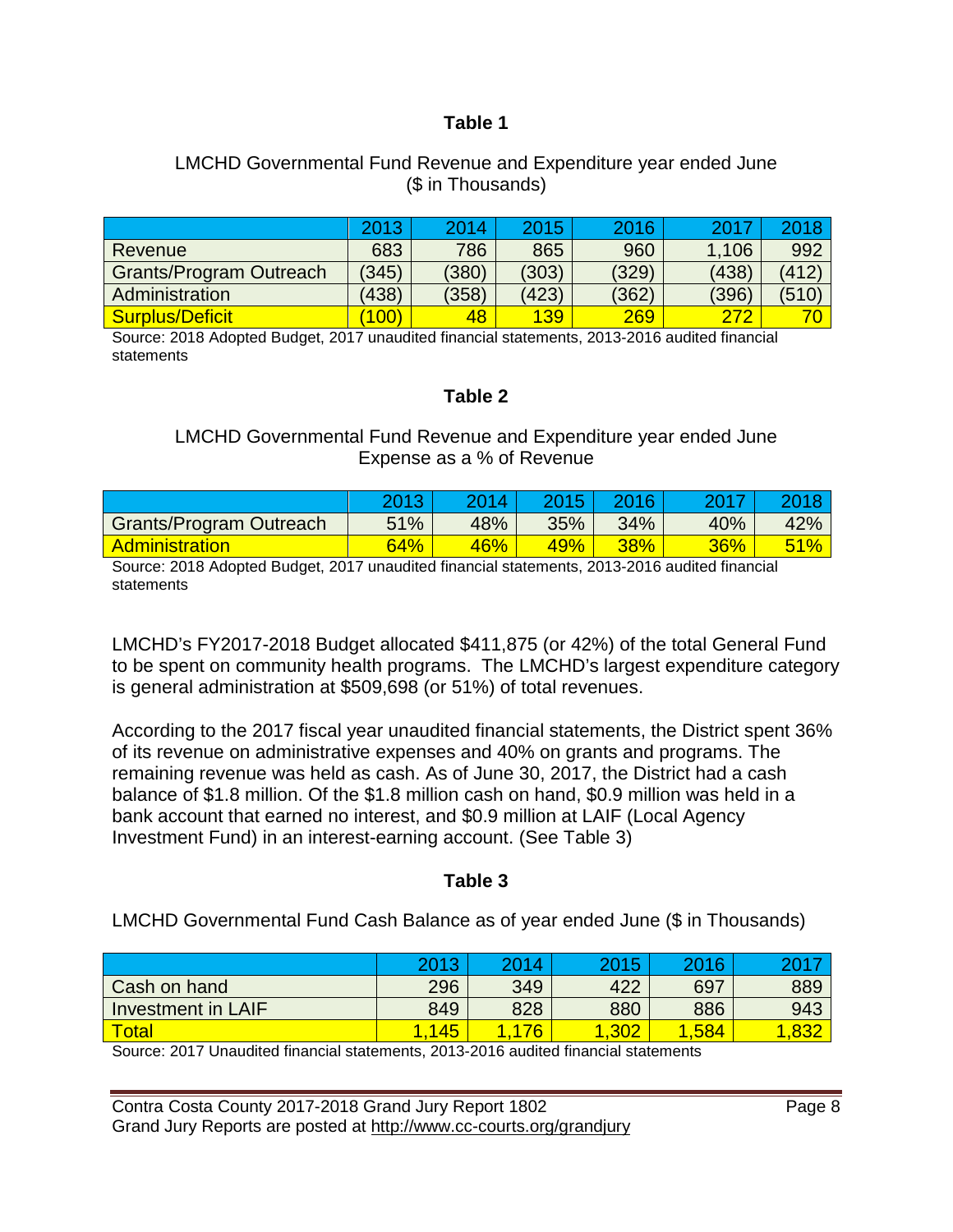**Table 1**

LMCHD Governmental Fund Revenue and Expenditure year ended June
($ in Thousands)

| | 2013 | 2014 | 2015 | 2016 | 2017 | 2018 |
|---|---|---|---|---|---|---|
| Revenue | 683 | 786 | 865 | 960 | 1,106 | 992 |
| Grants/Program Outreach | (345) | (380) | (303) | (329) | (438) | (412) |
| Administration | (438) | (358) | (423) | (362) | (396) | (510) |
| Surplus/Deficit | (100) | 48 | 139 | 269 | 272 | 70 |

Source: 2018 Adopted Budget, 2017 unaudited financial statements, 2013-2016 audited financial statements

**Table 2**

LMCHD Governmental Fund Revenue and Expenditure year ended June
Expense as a % of Revenue

| | 2013 | 2014 | 2015 | 2016 | 2017 | 2018 |
|---|---|---|---|---|---|---|
| Grants/Program Outreach | 51% | 48% | 35% | 34% | 40% | 42% |
| Administration | 64% | 46% | 49% | 38% | 36% | 51% |

Source: 2018 Adopted Budget, 2017 unaudited financial statements, 2013-2016 audited financial statements

LMCHD's FY2017-2018 Budget allocated $411,875 (or 42%) of the total General Fund to be spent on community health programs. The LMCHD's largest expenditure category is general administration at $509,698 (or 51%) of total revenues.

According to the 2017 fiscal year unaudited financial statements, the District spent 36% of its revenue on administrative expenses and 40% on grants and programs. The remaining revenue was held as cash. As of June 30, 2017, the District had a cash balance of $1.8 million. Of the $1.8 million cash on hand, $0.9 million was held in a bank account that earned no interest, and $0.9 million at LAIF (Local Agency Investment Fund) in an interest-earning account. (See Table 3)

**Table 3**

LMCHD Governmental Fund Cash Balance as of year ended June ($ in Thousands)

| | 2013 | 2014 | 2015 | 2016 | 2017 |
|---|---|---|---|---|---|
| Cash on hand | 296 | 349 | 422 | 697 | 889 |
| Investment in LAIF | 849 | 828 | 880 | 886 | 943 |
| Total | 1,145 | 1,176 | 1,302 | 1,584 | 1,832 |

Source: 2017 Unaudited financial statements, 2013-2016 audited financial statements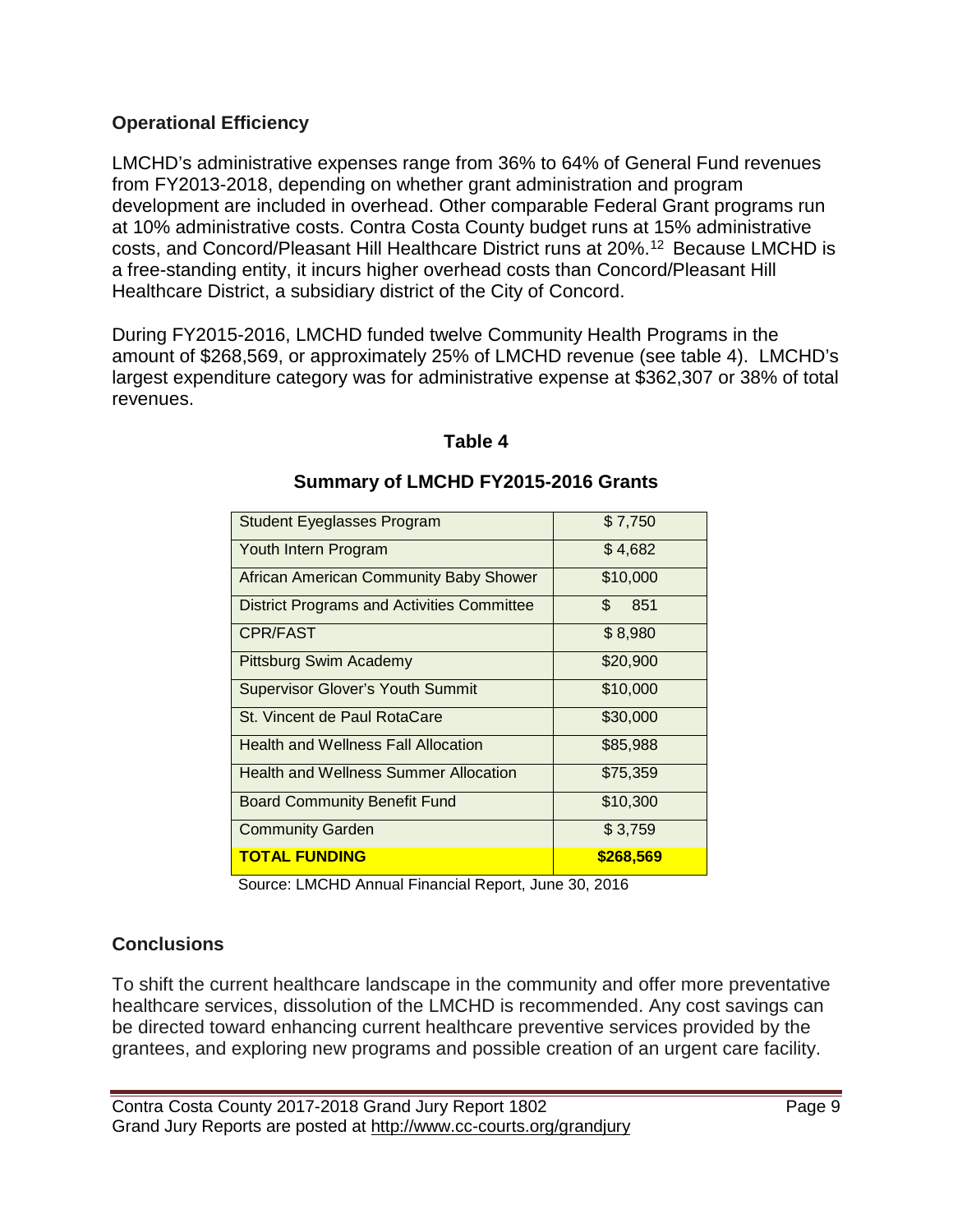## Operational Efficiency

LMCHD's administrative expenses range from 36% to 64% of General Fund revenues from FY2013-2018, depending on whether grant administration and program development are included in overhead. Other comparable Federal Grant programs run at 10% administrative costs. Contra Costa County budget runs at 15% administrative costs, and Concord/Pleasant Hill Healthcare District runs at 20%.[12] Because LMCHD is a free-standing entity, it incurs higher overhead costs than Concord/Pleasant Hill Healthcare District, a subsidiary district of the City of Concord.

During FY2015-2016, LMCHD funded twelve Community Health Programs in the amount of $268,569, or approximately 25% of LMCHD revenue (see table 4). LMCHD's largest expenditure category was for administrative expense at $362,307 or 38% of total revenues.

**Table 4**

**Summary of LMCHD FY2015-2016 Grants**

| Program | Amount |
|---|---|
| Student Eyeglasses Program | $ 7,750 |
| Youth Intern Program | $ 4,682 |
| African American Community Baby Shower | $10,000 |
| District Programs and Activities Committee | $ 851 |
| CPR/FAST | $ 8,980 |
| Pittsburg Swim Academy | $20,900 |
| Supervisor Glover's Youth Summit | $10,000 |
| St. Vincent de Paul RotaCare | $30,000 |
| Health and Wellness Fall Allocation | $85,988 |
| Health and Wellness Summer Allocation | $75,359 |
| Board Community Benefit Fund | $10,300 |
| Community Garden | $ 3,759 |
| **TOTAL FUNDING** | **$268,569** |

Source: LMCHD Annual Financial Report, June 30, 2016

## Conclusions

To shift the current healthcare landscape in the community and offer more preventative healthcare services, dissolution of the LMCHD is recommended. Any cost savings can be directed toward enhancing current healthcare preventive services provided by the grantees, and exploring new programs and possible creation of an urgent care facility.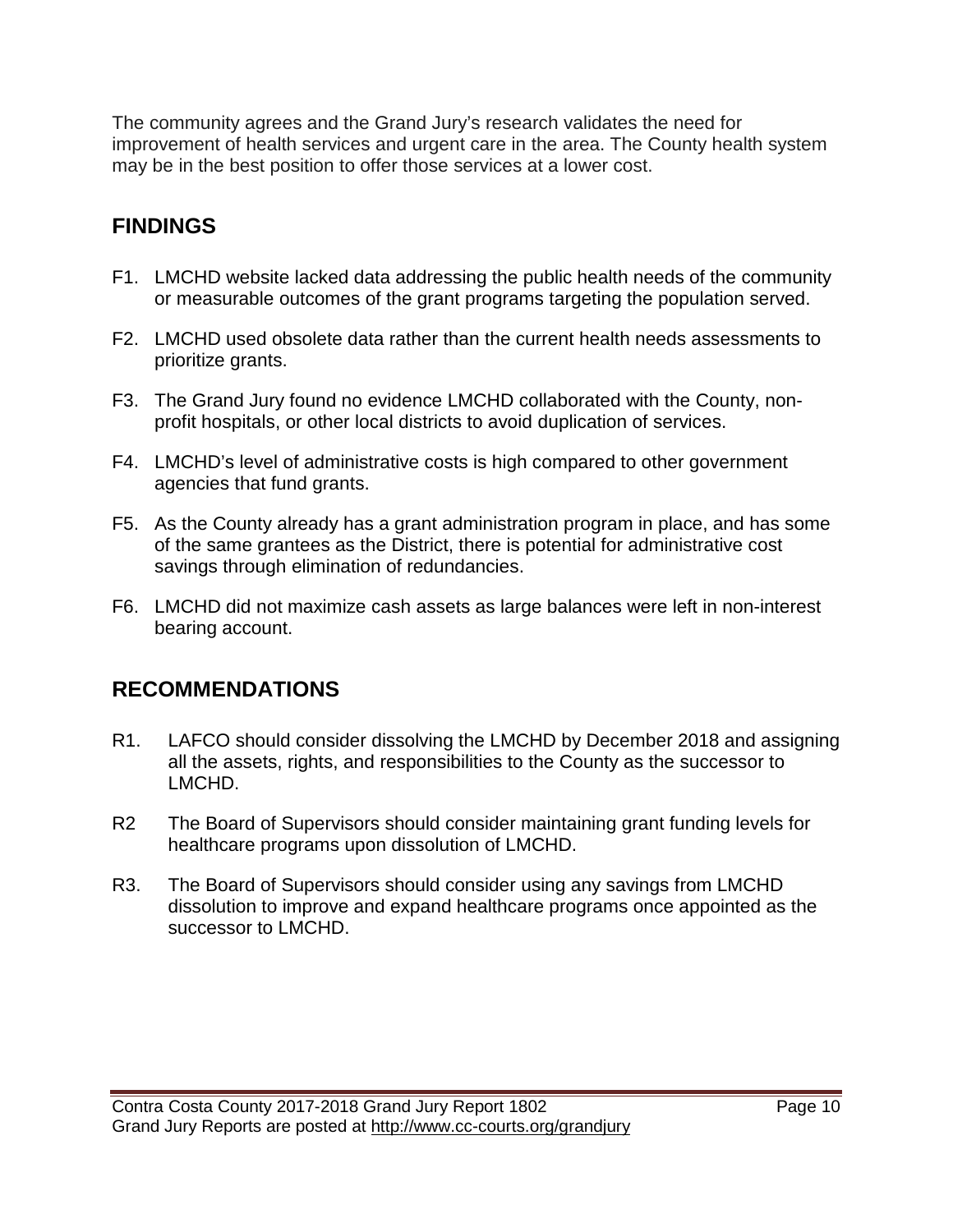The community agrees and the Grand Jury's research validates the need for improvement of health services and urgent care in the area. The County health system may be in the best position to offer those services at a lower cost.

## FINDINGS

F1. LMCHD website lacked data addressing the public health needs of the community or measurable outcomes of the grant programs targeting the population served.

F2. LMCHD used obsolete data rather than the current health needs assessments to prioritize grants.

F3. The Grand Jury found no evidence LMCHD collaborated with the County, non-profit hospitals, or other local districts to avoid duplication of services.

F4. LMCHD's level of administrative costs is high compared to other government agencies that fund grants.

F5. As the County already has a grant administration program in place, and has some of the same grantees as the District, there is potential for administrative cost savings through elimination of redundancies.

F6. LMCHD did not maximize cash assets as large balances were left in non-interest bearing account.

## RECOMMENDATIONS

R1. LAFCO should consider dissolving the LMCHD by December 2018 and assigning all the assets, rights, and responsibilities to the County as the successor to LMCHD.

R2 The Board of Supervisors should consider maintaining grant funding levels for healthcare programs upon dissolution of LMCHD.

R3. The Board of Supervisors should consider using any savings from LMCHD dissolution to improve and expand healthcare programs once appointed as the successor to LMCHD.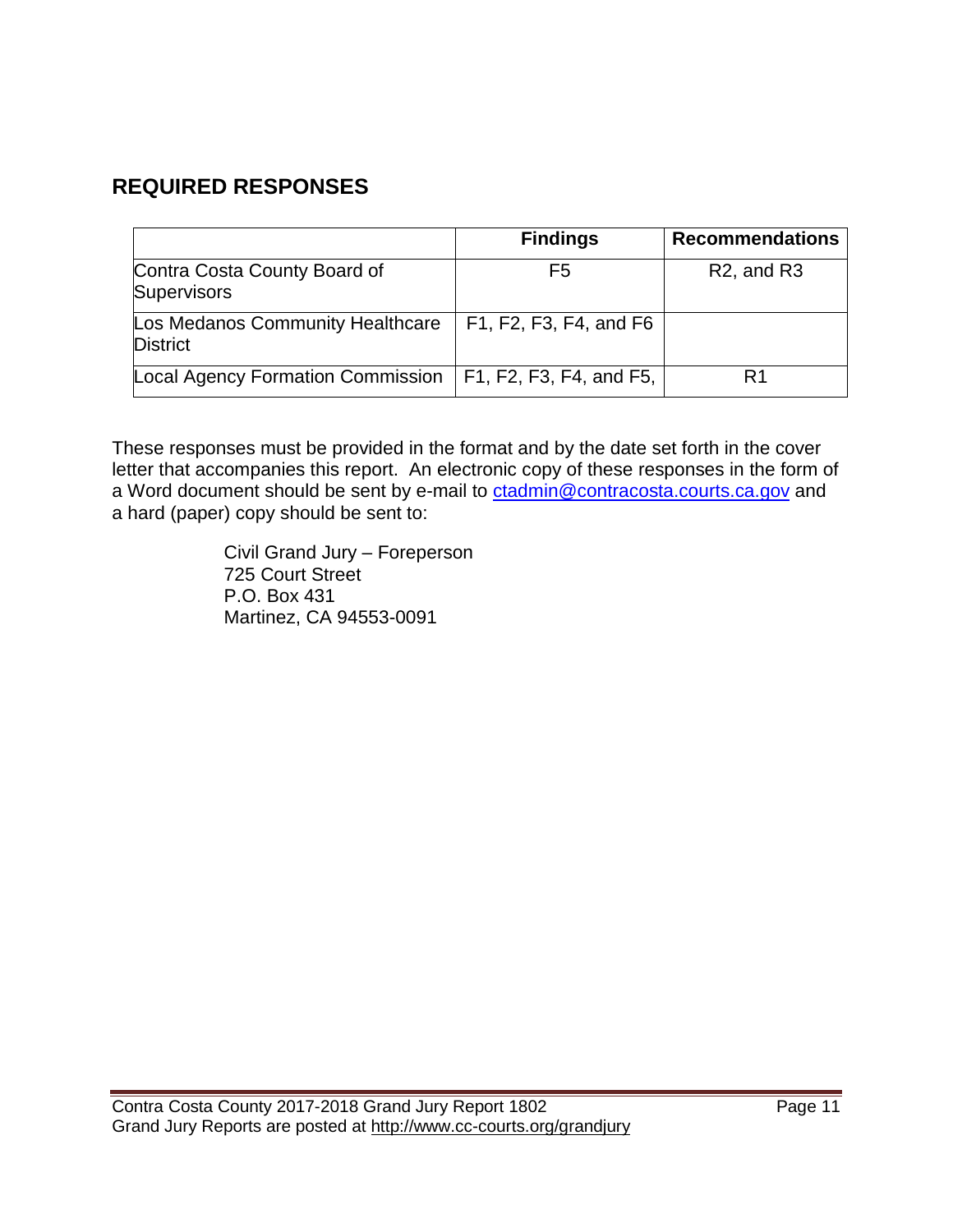## REQUIRED RESPONSES

| | Findings | Recommendations |
|---|---|---|
| Contra Costa County Board of Supervisors | F5 | R2, and R3 |
| Los Medanos Community Healthcare District | F1, F2, F3, F4, and F6 | |
| Local Agency Formation Commission | F1, F2, F3, F4, and F5, | R1 |

These responses must be provided in the format and by the date set forth in the cover letter that accompanies this report. An electronic copy of these responses in the form of a Word document should be sent by e-mail to ctadmin@contracosta.courts.ca.gov and a hard (paper) copy should be sent to:

Civil Grand Jury – Foreperson
725 Court Street
P.O. Box 431
Martinez, CA 94553-0091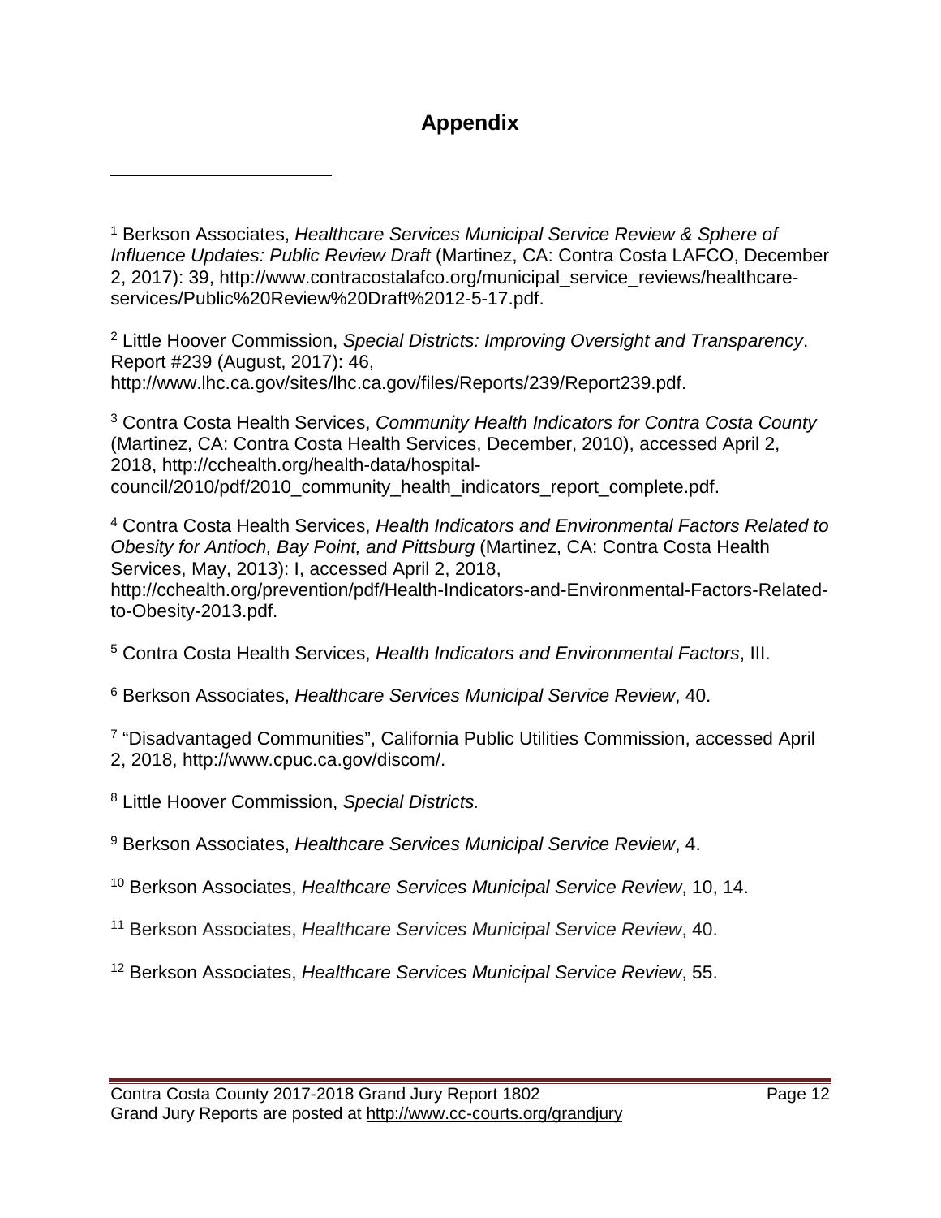# Appendix

---

[1] Berkson Associates, *Healthcare Services Municipal Service Review & Sphere of Influence Updates: Public Review Draft* (Martinez, CA: Contra Costa LAFCO, December 2, 2017): 39, http://www.contracostalafco.org/municipal_service_reviews/healthcare-services/Public%20Review%20Draft%2012-5-17.pdf.

[2] Little Hoover Commission, *Special Districts: Improving Oversight and Transparency*. Report #239 (August, 2017): 46, http://www.lhc.ca.gov/sites/lhc.ca.gov/files/Reports/239/Report239.pdf.

[3] Contra Costa Health Services, *Community Health Indicators for Contra Costa County* (Martinez, CA: Contra Costa Health Services, December, 2010), accessed April 2, 2018, http://cchealth.org/health-data/hospital-council/2010/pdf/2010_community_health_indicators_report_complete.pdf.

[4] Contra Costa Health Services, *Health Indicators and Environmental Factors Related to Obesity for Antioch, Bay Point, and Pittsburg* (Martinez, CA: Contra Costa Health Services, May, 2013): I, accessed April 2, 2018, http://cchealth.org/prevention/pdf/Health-Indicators-and-Environmental-Factors-Related-to-Obesity-2013.pdf.

[5] Contra Costa Health Services, *Health Indicators and Environmental Factors*, III.

[6] Berkson Associates, *Healthcare Services Municipal Service Review*, 40.

[7] "Disadvantaged Communities", California Public Utilities Commission, accessed April 2, 2018, http://www.cpuc.ca.gov/discom/.

[8] Little Hoover Commission, *Special Districts.*

[9] Berkson Associates, *Healthcare Services Municipal Service Review*, 4.

[10] Berkson Associates, *Healthcare Services Municipal Service Review*, 10, 14.

[11] Berkson Associates, *Healthcare Services Municipal Service Review*, 40.

[12] Berkson Associates, *Healthcare Services Municipal Service Review*, 55.